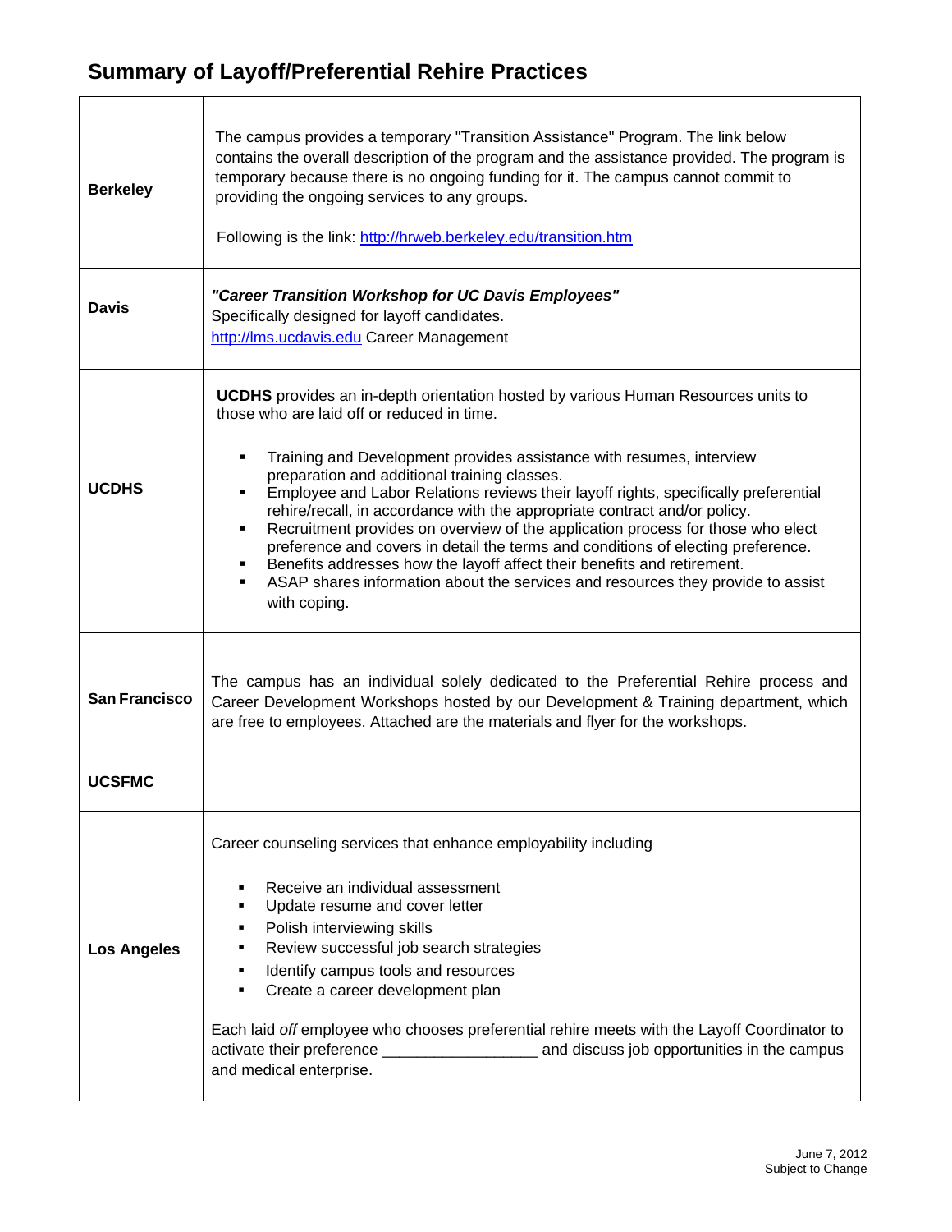# Summary of Layoff/Preferential Rehire Practices

| | |
|---|---|
| **Berkeley** | The campus provides a temporary "Transition Assistance" Program. The link below contains the overall description of the program and the assistance provided. The program is temporary because there is no ongoing funding for it. The campus cannot commit to providing the ongoing services to any groups.<br><br>Following is the link: [http://hrweb.berkeley.edu/transition.htm](http://hrweb.berkeley.edu/transition.htm) |
| **Davis** | ***"Career Transition Workshop for UC Davis Employees"***<br>Specifically designed for layoff candidates.<br>[http://lms.ucdavis.edu](http://lms.ucdavis.edu) Career Management |
| **UCDHS** | **UCDHS** provides an in-depth orientation hosted by various Human Resources units to those who are laid off or reduced in time.<br><br>▪ Training and Development provides assistance with resumes, interview preparation and additional training classes.<br>▪ Employee and Labor Relations reviews their layoff rights, specifically preferential rehire/recall, in accordance with the appropriate contract and/or policy.<br>▪ Recruitment provides on overview of the application process for those who elect preference and covers in detail the terms and conditions of electing preference.<br>▪ Benefits addresses how the layoff affect their benefits and retirement.<br>▪ ASAP shares information about the services and resources they provide to assist with coping. |
| **San Francisco** | The campus has an individual solely dedicated to the Preferential Rehire process and Career Development Workshops hosted by our Development & Training department, which are free to employees. Attached are the materials and flyer for the workshops. |
| **UCSFMC** | |
| **Los Angeles** | Career counseling services that enhance employability including<br><br>▪ Receive an individual assessment<br>▪ Update resume and cover letter<br>▪ Polish interviewing skills<br>▪ Review successful job search strategies<br>▪ Identify campus tools and resources<br>▪ Create a career development plan<br><br>Each laid *off* employee who chooses preferential rehire meets with the Layoff Coordinator to activate their preference __________________ and discuss job opportunities in the campus and medical enterprise. |

June 7, 2012
Subject to Change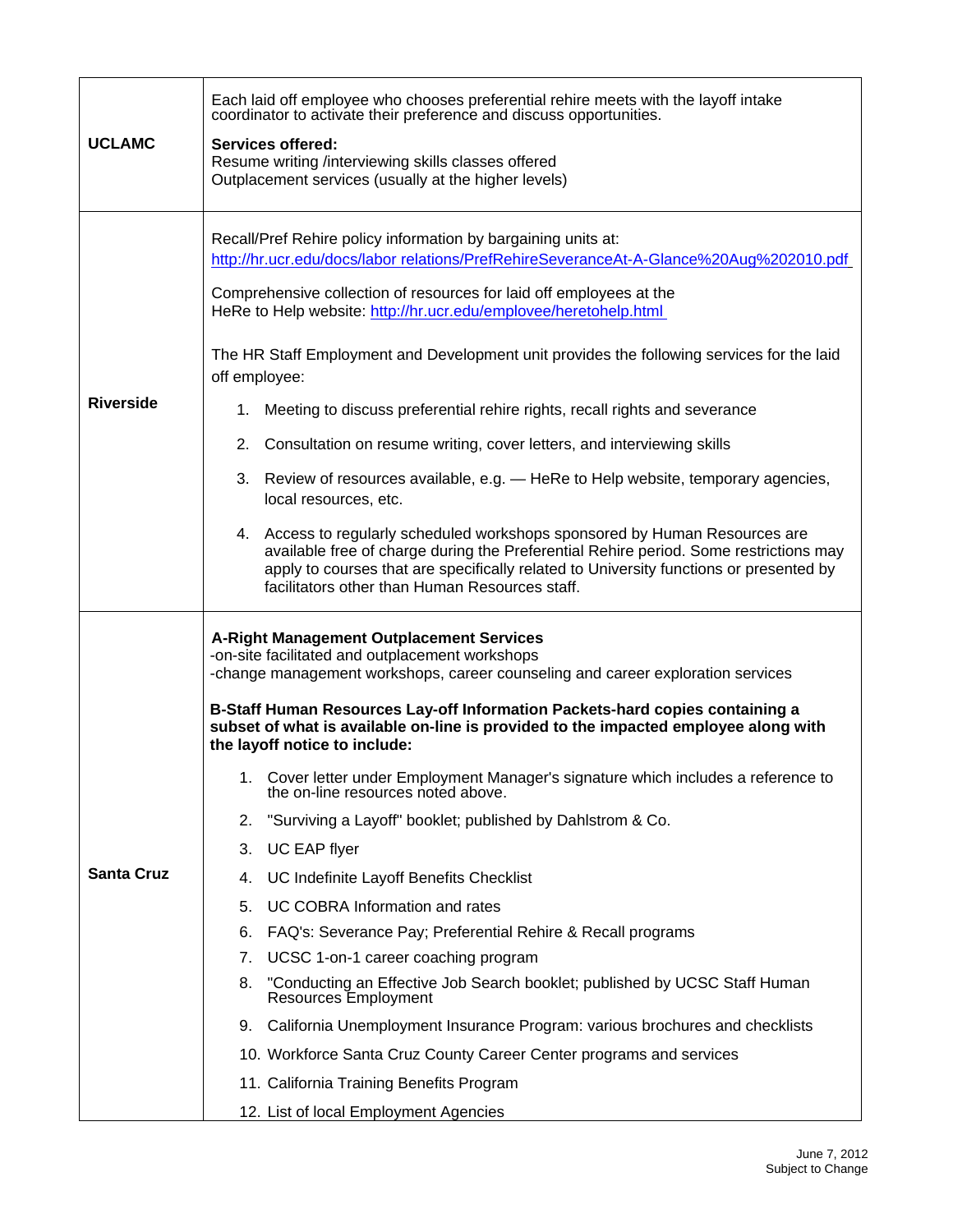| | |
|---|---|
| **UCLAMC** | Each laid off employee who chooses preferential rehire meets with the layoff intake coordinator to activate their preference and discuss opportunities.<br><br>**Services offered:**<br>Resume writing /interviewing skills classes offered<br>Outplacement services (usually at the higher levels) |
| **Riverside** | Recall/Pref Rehire policy information by bargaining units at:<br>http://hr.ucr.edu/docs/labor relations/PrefRehireSeveranceAt-A-Glance%20Aug%202010.pdf<br><br>Comprehensive collection of resources for laid off employees at the HeRe to Help website: http://hr.ucr.edu/employee/heretohelp.html<br><br>The HR Staff Employment and Development unit provides the following services for the laid off employee:<br><br>1. Meeting to discuss preferential rehire rights, recall rights and severance<br>2. Consultation on resume writing, cover letters, and interviewing skills<br>3. Review of resources available, e.g. — HeRe to Help website, temporary agencies, local resources, etc.<br>4. Access to regularly scheduled workshops sponsored by Human Resources are available free of charge during the Preferential Rehire period. Some restrictions may apply to courses that are specifically related to University functions or presented by facilitators other than Human Resources staff. |
| **Santa Cruz** | **A-Right Management Outplacement Services**<br>-on-site facilitated and outplacement workshops<br>-change management workshops, career counseling and career exploration services<br><br>**B-Staff Human Resources Lay-off Information Packets-hard copies containing a subset of what is available on-line is provided to the impacted employee along with the layoff notice to include:**<br><br>1. Cover letter under Employment Manager's signature which includes a reference to the on-line resources noted above.<br>2. "Surviving a Layoff" booklet; published by Dahlstrom & Co.<br>3. UC EAP flyer<br>4. UC Indefinite Layoff Benefits Checklist<br>5. UC COBRA Information and rates<br>6. FAQ's: Severance Pay; Preferential Rehire & Recall programs<br>7. UCSC 1-on-1 career coaching program<br>8. "Conducting an Effective Job Search booklet; published by UCSC Staff Human Resources Employment<br>9. California Unemployment Insurance Program: various brochures and checklists<br>10. Workforce Santa Cruz County Career Center programs and services<br>11. California Training Benefits Program<br>12. List of local Employment Agencies |

June 7, 2012
Subject to Change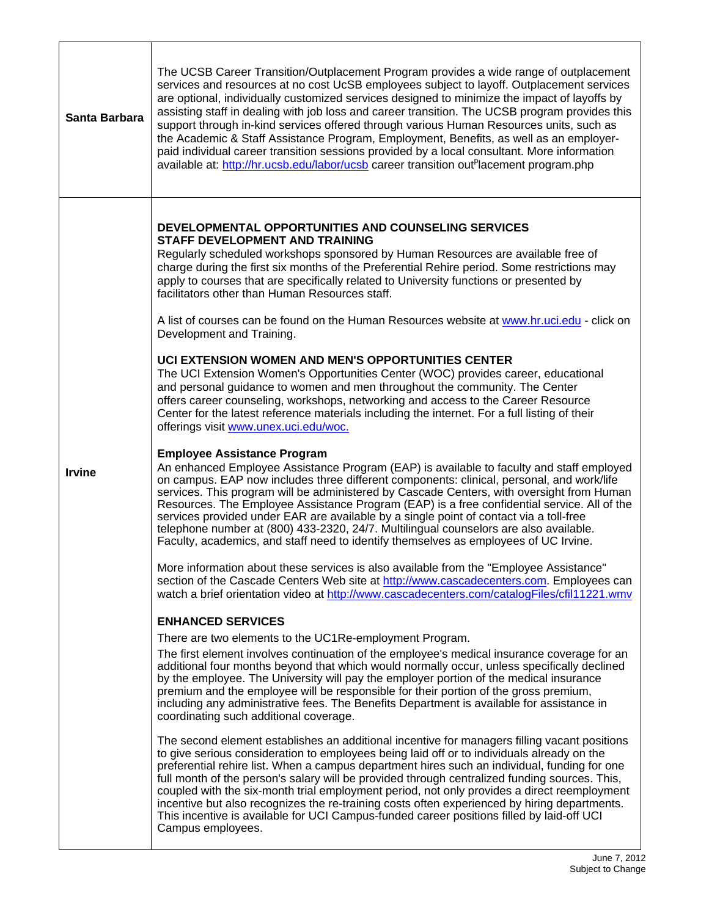| | |
|---|---|
| **Santa Barbara** | The UCSB Career Transition/Outplacement Program provides a wide range of outplacement services and resources at no cost UcSB employees subject to layoff. Outplacement services are optional, individually customized services designed to minimize the impact of layoffs by assisting staff in dealing with job loss and career transition. The UCSB program provides this support through in-kind services offered through various Human Resources units, such as the Academic & Staff Assistance Program, Employment, Benefits, as well as an employer-paid individual career transition sessions provided by a local consultant. More information available at: http://hr.ucsb.edu/labor/ucsb career transition outplacement program.php |
| **Irvine** | **DEVELOPMENTAL OPPORTUNITIES AND COUNSELING SERVICES**<br>**STAFF DEVELOPMENT AND TRAINING**<br>Regularly scheduled workshops sponsored by Human Resources are available free of charge during the first six months of the Preferential Rehire period. Some restrictions may apply to courses that are specifically related to University functions or presented by facilitators other than Human Resources staff.<br><br>A list of courses can be found on the Human Resources website at www.hr.uci.edu - click on Development and Training.<br><br>**UCI EXTENSION WOMEN AND MEN'S OPPORTUNITIES CENTER**<br>The UCI Extension Women's Opportunities Center (WOC) provides career, educational and personal guidance to women and men throughout the community. The Center offers career counseling, workshops, networking and access to the Career Resource Center for the latest reference materials including the internet. For a full listing of their offerings visit www.unex.uci.edu/woc.<br><br>**Employee Assistance Program**<br>An enhanced Employee Assistance Program (EAP) is available to faculty and staff employed on campus. EAP now includes three different components: clinical, personal, and work/life services. This program will be administered by Cascade Centers, with oversight from Human Resources. The Employee Assistance Program (EAP) is a free confidential service. All of the services provided under EAR are available by a single point of contact via a toll-free telephone number at (800) 433-2320, 24/7. Multilingual counselors are also available. Faculty, academics, and staff need to identify themselves as employees of UC Irvine.<br><br>More information about these services is also available from the "Employee Assistance" section of the Cascade Centers Web site at http://www.cascadecenters.com. Employees can watch a brief orientation video at http://www.cascadecenters.com/catalogFiles/cfil11221.wmv<br><br>**ENHANCED SERVICES**<br>There are two elements to the UC1Re-employment Program.<br>The first element involves continuation of the employee's medical insurance coverage for an additional four months beyond that which would normally occur, unless specifically declined by the employee. The University will pay the employer portion of the medical insurance premium and the employee will be responsible for their portion of the gross premium, including any administrative fees. The Benefits Department is available for assistance in coordinating such additional coverage.<br><br>The second element establishes an additional incentive for managers filling vacant positions to give serious consideration to employees being laid off or to individuals already on the preferential rehire list. When a campus department hires such an individual, funding for one full month of the person's salary will be provided through centralized funding sources. This, coupled with the six-month trial employment period, not only provides a direct reemployment incentive but also recognizes the re-training costs often experienced by hiring departments. This incentive is available for UCI Campus-funded career positions filled by laid-off UCI Campus employees. |

June 7, 2012
Subject to Change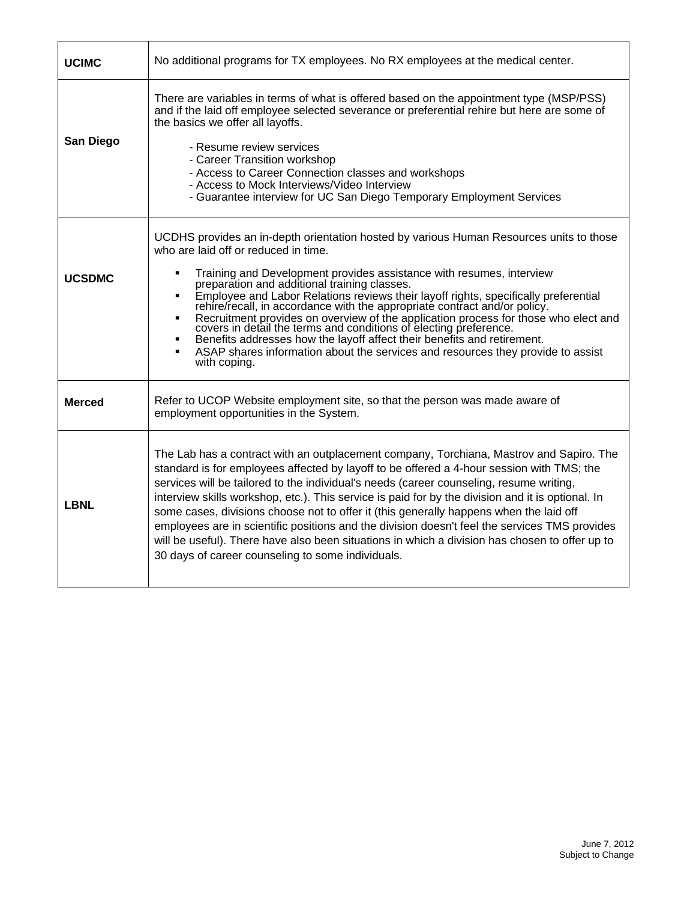| | |
|---|---|
| **UCIMC** | No additional programs for TX employees. No RX employees at the medical center. |
| **San Diego** | There are variables in terms of what is offered based on the appointment type (MSP/PSS) and if the laid off employee selected severance or preferential rehire but here are some of the basics we offer all layoffs.<br><br>- Resume review services<br>- Career Transition workshop<br>- Access to Career Connection classes and workshops<br>- Access to Mock Interviews/Video Interview<br>- Guarantee interview for UC San Diego Temporary Employment Services |
| **UCSDMC** | UCDHS provides an in-depth orientation hosted by various Human Resources units to those who are laid off or reduced in time.<br><br>▪ Training and Development provides assistance with resumes, interview preparation and additional training classes.<br>▪ Employee and Labor Relations reviews their layoff rights, specifically preferential rehire/recall, in accordance with the appropriate contract and/or policy.<br>▪ Recruitment provides on overview of the application process for those who elect and covers in detail the terms and conditions of electing preference.<br>▪ Benefits addresses how the layoff affect their benefits and retirement.<br>▪ ASAP shares information about the services and resources they provide to assist with coping. |
| **Merced** | Refer to UCOP Website employment site, so that the person was made aware of employment opportunities in the System. |
| **LBNL** | The Lab has a contract with an outplacement company, Torchiana, Mastrov and Sapiro. The standard is for employees affected by layoff to be offered a 4-hour session with TMS; the services will be tailored to the individual's needs (career counseling, resume writing, interview skills workshop, etc.). This service is paid for by the division and it is optional. In some cases, divisions choose not to offer it (this generally happens when the laid off employees are in scientific positions and the division doesn't feel the services TMS provides will be useful). There have also been situations in which a division has chosen to offer up to 30 days of career counseling to some individuals. |

June 7, 2012
Subject to Change